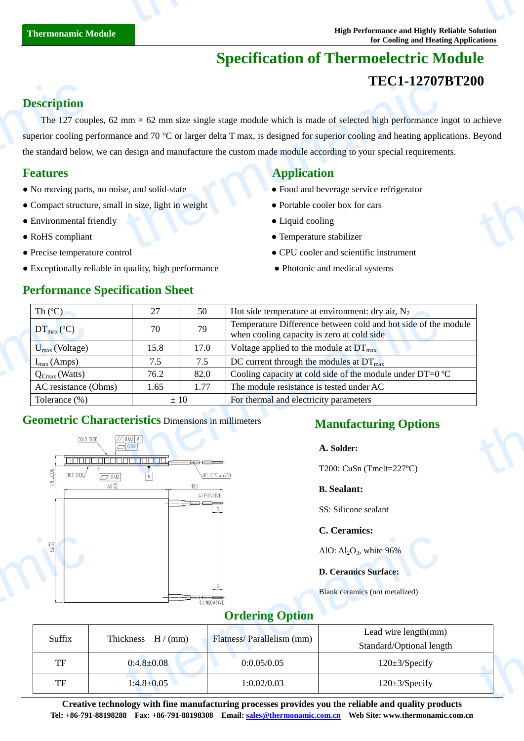Thermonamic Module

High Performance and Highly Reliable Solution
for Cooling and Heating Applications

# Specification of Thermoelectric Module

## TEC1-12707BT200

## Description

The 127 couples, 62 mm × 62 mm size single stage module which is made of selected high performance ingot to achieve superior cooling performance and 70 °C or larger delta T max, is designed for superior cooling and heating applications. Beyond the standard below, we can design and manufacture the custom made module according to your special requirements.

## Features

- No moving parts, no noise, and solid-state
- Compact structure, small in size, light in weight
- Environmental friendly
- RoHS compliant
- Precise temperature control
- Exceptionally reliable in quality, high performance

## Application

- Food and beverage service refrigerator
- Portable cooler box for cars
- Liquid cooling
- Temperature stabilizer
- CPU cooler and scientific instrument
- Photonic and medical systems

## Performance Specification Sheet

| Th (ºC) | 27 | 50 | Hot side temperature at environment: dry air, $N_2$ |
|---|---|---|---|
| $DT_{max}$ (ºC) | 70 | 79 | Temperature Difference between cold and hot side of the module when cooling capacity is zero at cold side |
| $U_{max}$ (Voltage) | 15.8 | 17.0 | Voltage applied to the module at $DT_{max}$ |
| $I_{max}$ (Amps) | 7.5 | 7.5 | DC current through the modules at $DT_{max}$ |
| $Q_{Cmax}$ (Watts) | 76.2 | 82.0 | Cooling capacity at cold side of the module under DT=0 ºC |
| AC resistance (Ohms) | 1.65 | 1.77 | The module resistance is tested under AC |
| Tolerance (%) | ± 10 | | For thermal and electricity parameters |

## Geometric Characteristics Dimensions in millimeters

COLD SIDE, HOT SIDE, 0.03 A, 0.02, 4.8±0.05, 62 ±0.5, 120, HB-0.35 & 600, (+) POSITIVE, (-) NEGATIVE, 5

## Manufacturing Options

**A. Solder:**

T200: CuSn (Tmelt=227ºC)

**B. Sealant:**

SS: Silicone sealant

**C. Ceramics:**

AlO: $Al_2O_3$, white 96%

**D. Ceramics Surface:**

Blank ceramics (not metalized)

## Ordering Option

| Suffix | Thickness H / (mm) | Flatness/ Parallelism (mm) | Lead wire length(mm) Standard/Optional length |
|---|---|---|---|
| TF | 0:4.8±0.08 | 0:0.05/0.05 | 120±3/Specify |
| TF | 1:4.8±0.05 | 1:0.02/0.03 | 120±3/Specify |

**Creative technology with fine manufacturing processes provides you the reliable and quality products**

**Tel: +86-791-88198288 Fax: +86-791-88198308 Email: sales@thermonamic.com.cn Web Site: www.thermonamic.com.cn**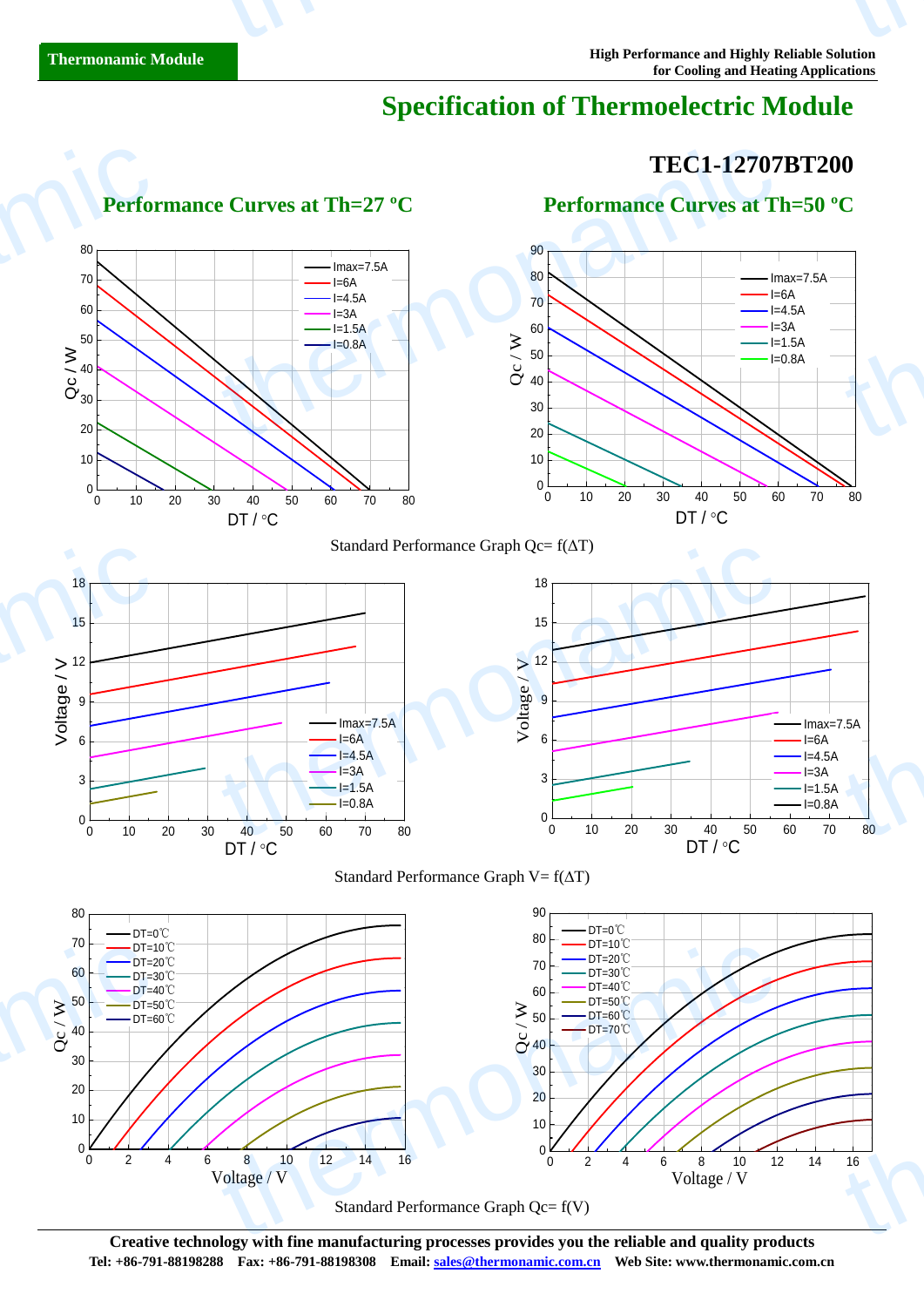# Specification of Thermoelectric Module

## TEC1-12707BT200

### Performance Curves at Th=27 ºC

### Performance Curves at Th=50 ºC

Standard Performance Graph Qc= f(ΔT)

Standard Performance Graph V= f(ΔT)

Standard Performance Graph Qc= f(V)

**Creative technology with fine manufacturing processes provides you the reliable and quality products**

**Tel: +86-791-88198288 Fax: +86-791-88198308 Email: sales@thermonamic.com.cn Web Site: www.thermonamic.com.cn**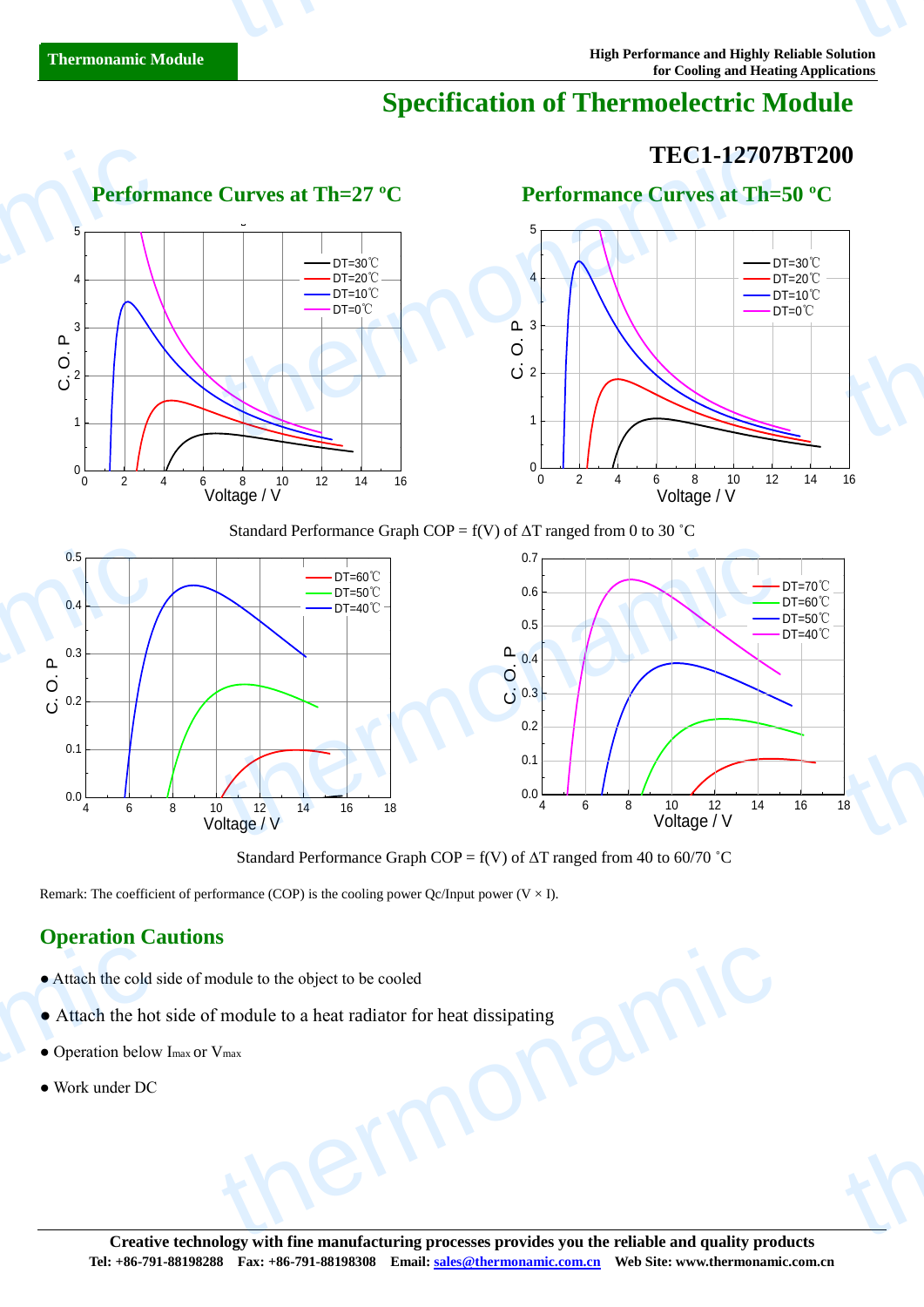# Specification of Thermoelectric Module

**TEC1-12707BT200**

## Performance Curves at Th=27 ºC

C. O. P
Voltage / V
DT=30℃
DT=20℃
DT=10℃
DT=0℃

## Performance Curves at Th=50 ºC

C. O. P
Voltage / V
DT=30℃
DT=20℃
DT=10℃
DT=0℃

Standard Performance Graph COP = f(V) of ΔT ranged from 0 to 30 ˚C

C. O. P
Voltage / V
DT=60℃
DT=50℃
DT=40℃

C. O. P
Voltage / V
DT=70℃
DT=60℃
DT=50℃
DT=40℃

Standard Performance Graph COP = f(V) of ΔT ranged from 40 to 60/70 ˚C

Remark: The coefficient of performance (COP) is the cooling power Qc/Input power (V × I).

## Operation Cautions

- Attach the cold side of module to the object to be cooled
- Attach the hot side of module to a heat radiator for heat dissipating
- Operation below $I_{max}$ or $V_{max}$
- Work under DC

**Creative technology with fine manufacturing processes provides you the reliable and quality products**
**Tel: +86-791-88198288 Fax: +86-791-88198308 Email: sales@thermonamic.com.cn Web Site: www.thermonamic.com.cn**